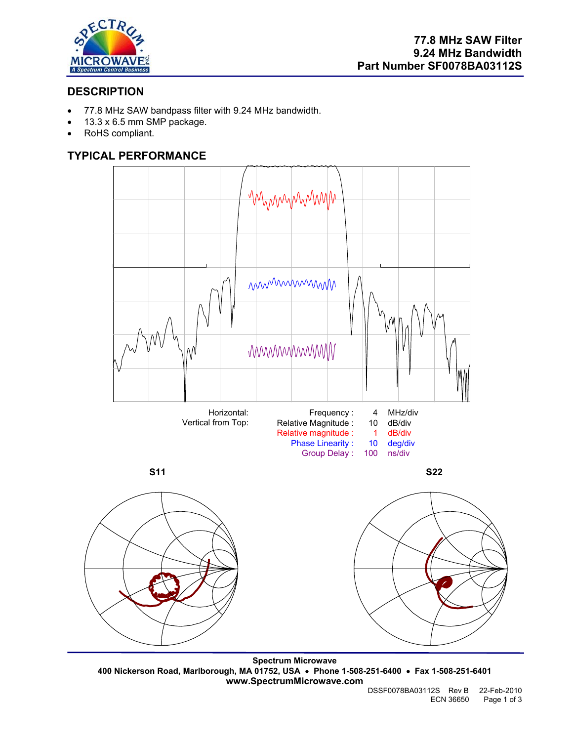# 77.8 MHz SAW Filter
# 9.24 MHz Bandwidth
# Part Number SF0078BA03112S

## DESCRIPTION

- 77.8 MHz SAW bandpass filter with 9.24 MHz bandwidth.
- 13.3 x 6.5 mm SMP package.
- RoHS compliant.

## TYPICAL PERFORMANCE

| | | | |
|---|---|---|---|
| Horizontal: | Frequency : | 4 | MHz/div |
| Vertical from Top: | Relative Magnitude : | 10 | dB/div |
| | Relative magnitude : | 1 | dB/div |
| | Phase Linearity : | 10 | deg/div |
| | Group Delay : | 100 | ns/div |

**S11** **S22**

**Spectrum Microwave**
**400 Nickerson Road, Marlborough, MA 01752, USA • Phone 1-508-251-6400 • Fax 1-508-251-6401**
**www.SpectrumMicrowave.com**

DSSF0078BA03112S Rev B 22-Feb-2010
ECN 36650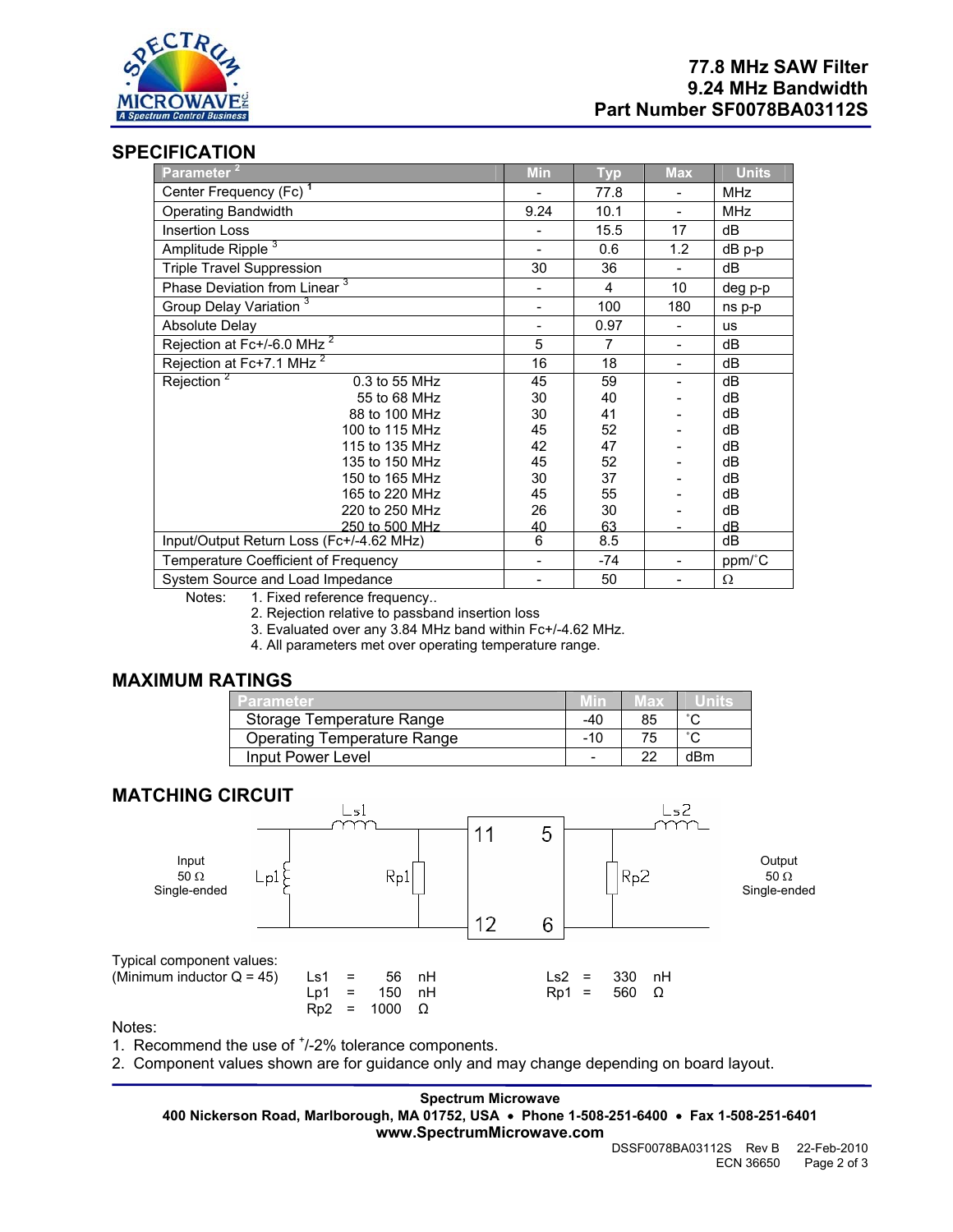# 77.8 MHz SAW Filter
# 9.24 MHz Bandwidth
# Part Number SF0078BA03112S

## SPECIFICATION

| Parameter [2] | | Min | Typ | Max | Units |
|---|---|---|---|---|---|
| Center Frequency (Fc) [1] | | - | 77.8 | - | MHz |
| Operating Bandwidth | | 9.24 | 10.1 | - | MHz |
| Insertion Loss | | - | 15.5 | 17 | dB |
| Amplitude Ripple [3] | | - | 0.6 | 1.2 | dB p-p |
| Triple Travel Suppression | | 30 | 36 | - | dB |
| Phase Deviation from Linear [3] | | - | 4 | 10 | deg p-p |
| Group Delay Variation [3] | | - | 100 | 180 | ns p-p |
| Absolute Delay | | - | 0.97 | - | us |
| Rejection at Fc+/-6.0 MHz [2] | | 5 | 7 | - | dB |
| Rejection at Fc+7.1 MHz [2] | | 16 | 18 | - | dB |
| Rejection [2] | 0.3 to 55 MHz | 45 | 59 | - | dB |
| | 55 to 68 MHz | 30 | 40 | - | dB |
| | 88 to 100 MHz | 30 | 41 | - | dB |
| | 100 to 115 MHz | 45 | 52 | - | dB |
| | 115 to 135 MHz | 42 | 47 | - | dB |
| | 135 to 150 MHz | 45 | 52 | - | dB |
| | 150 to 165 MHz | 30 | 37 | - | dB |
| | 165 to 220 MHz | 45 | 55 | - | dB |
| | 220 to 250 MHz | 26 | 30 | - | dB |
| | 250 to 500 MHz | 40 | 63 | - | dB |
| Input/Output Return Loss (Fc+/-4.62 MHz) | | 6 | 8.5 | | dB |
| Temperature Coefficient of Frequency | | - | -74 | - | ppm/˚C |
| System Source and Load Impedance | | - | 50 | - | Ω |

Notes:
1. Fixed reference frequency..
2. Rejection relative to passband insertion loss
3. Evaluated over any 3.84 MHz band within Fc+/-4.62 MHz.
4. All parameters met over operating temperature range.

## MAXIMUM RATINGS

| Parameter | Min | Max | Units |
|---|---|---|---|
| Storage Temperature Range | -40 | 85 | ˚C |
| Operating Temperature Range | -10 | 75 | ˚C |
| Input Power Level | - | 22 | dBm |

## MATCHING CIRCUIT

Input 50 Ω Single-ended — Lp1, Ls1, Rp1 — [11, 12 | 5, 6] — Rp2, Ls2 — Output 50 Ω Single-ended

Typical component values:
(Minimum inductor Q = 45)

| | | | | |
|---|---|---|---|---|
| Ls1 = 56 nH | | | Ls2 = 330 nH | |
| Lp1 = 150 nH | | | Rp1 = 560 Ω | |
| Rp2 = 1000 Ω | | | | |

Notes:
1. Recommend the use of +/-2% tolerance components.
2. Component values shown are for guidance only and may change depending on board layout.

**Spectrum Microwave**
**400 Nickerson Road, Marlborough, MA 01752, USA • Phone 1-508-251-6400 • Fax 1-508-251-6401**
**www.SpectrumMicrowave.com**

DSSF0078BA03112S Rev B 22-Feb-2010
ECN 36650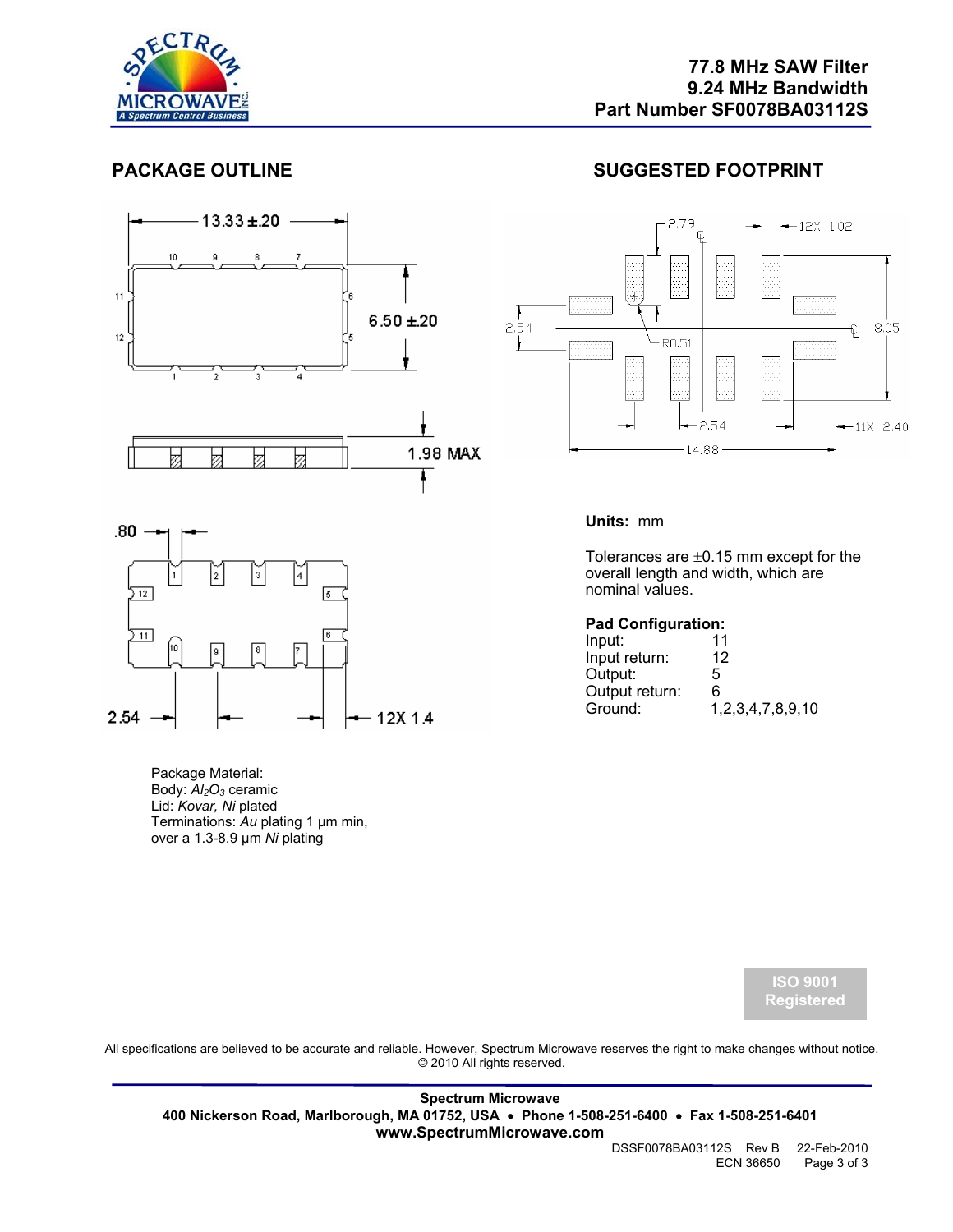**77.8 MHz SAW Filter**
**9.24 MHz Bandwidth**
**Part Number SF0078BA03112S**

## PACKAGE OUTLINE

13.33 ±.20

6.50 ±.20

1.98 MAX

.80

2.54

12X 1.4

## SUGGESTED FOOTPRINT

2.79

12X 1.02

2.54

R0.51

8.05

2.54

11X 2.40

14.88

**Units:** mm

Tolerances are ±0.15 mm except for the overall length and width, which are nominal values.

**Pad Configuration:**

| | |
|---|---|
| Input: | 11 |
| Input return: | 12 |
| Output: | 5 |
| Output return: | 6 |
| Ground: | 1,2,3,4,7,8,9,10 |

Package Material:
Body: *$Al_2O_3$* ceramic
Lid: *Kovar, Ni* plated
Terminations: *Au* plating 1 µm min, over a 1.3-8.9 µm *Ni* plating

ISO 9001 Registered

All specifications are believed to be accurate and reliable. However, Spectrum Microwave reserves the right to make changes without notice.
© 2010 All rights reserved.

**Spectrum Microwave**
**400 Nickerson Road, Marlborough, MA 01752, USA • Phone 1-508-251-6400 • Fax 1-508-251-6401**
**www.SpectrumMicrowave.com**

DSSF0078BA03112S Rev B 22-Feb-2010
ECN 36650